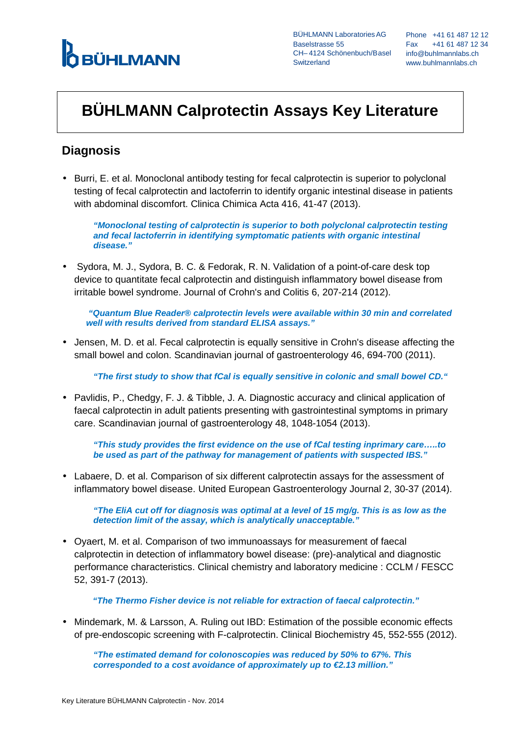BÜHLMANN

BÜHLMANN Laboratories AG
Baselstrasse 55
CH– 4124 Schönenbuch/Basel
Switzerland

Phone +41 61 487 12 12
Fax +41 61 487 12 34
info@buhlmannlabs.ch
www.buhlmannlabs.ch

# BÜHLMANN Calprotectin Assays Key Literature

## Diagnosis

- Burri, E. et al. Monoclonal antibody testing for fecal calprotectin is superior to polyclonal testing of fecal calprotectin and lactoferrin to identify organic intestinal disease in patients with abdominal discomfort. Clinica Chimica Acta 416, 41-47 (2013).

  ***"Monoclonal testing of calprotectin is superior to both polyclonal calprotectin testing and fecal lactoferrin in identifying symptomatic patients with organic intestinal disease."***

- Sydora, M. J., Sydora, B. C. & Fedorak, R. N. Validation of a point-of-care desk top device to quantitate fecal calprotectin and distinguish inflammatory bowel disease from irritable bowel syndrome. Journal of Crohn's and Colitis 6, 207-214 (2012).

  ***"Quantum Blue Reader® calprotectin levels were available within 30 min and correlated well with results derived from standard ELISA assays."***

- Jensen, M. D. et al. Fecal calprotectin is equally sensitive in Crohn's disease affecting the small bowel and colon. Scandinavian journal of gastroenterology 46, 694-700 (2011).

  ***"The first study to show that fCal is equally sensitive in colonic and small bowel CD."***

- Pavlidis, P., Chedgy, F. J. & Tibble, J. A. Diagnostic accuracy and clinical application of faecal calprotectin in adult patients presenting with gastrointestinal symptoms in primary care. Scandinavian journal of gastroenterology 48, 1048-1054 (2013).

  ***"This study provides the first evidence on the use of fCal testing inprimary care…..to be used as part of the pathway for management of patients with suspected IBS."***

- Labaere, D. et al. Comparison of six different calprotectin assays for the assessment of inflammatory bowel disease. United European Gastroenterology Journal 2, 30-37 (2014).

  ***"The EliA cut off for diagnosis was optimal at a level of 15 mg/g. This is as low as the detection limit of the assay, which is analytically unacceptable."***

- Oyaert, M. et al. Comparison of two immunoassays for measurement of faecal calprotectin in detection of inflammatory bowel disease: (pre)-analytical and diagnostic performance characteristics. Clinical chemistry and laboratory medicine : CCLM / FESCC 52, 391-7 (2013).

  ***"The Thermo Fisher device is not reliable for extraction of faecal calprotectin."***

- Mindemark, M. & Larsson, A. Ruling out IBD: Estimation of the possible economic effects of pre-endoscopic screening with F-calprotectin. Clinical Biochemistry 45, 552-555 (2012).

  ***"The estimated demand for colonoscopies was reduced by 50% to 67%. This corresponded to a cost avoidance of approximately up to €2.13 million."***

Key Literature BÜHLMANN Calprotectin - Nov. 2014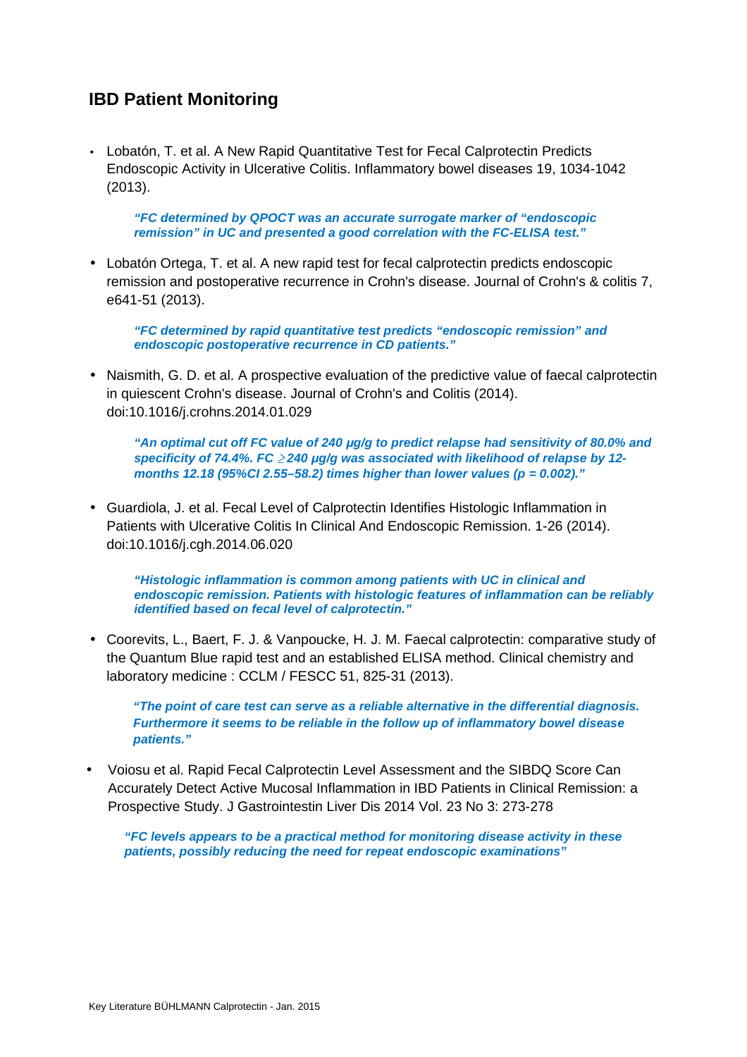## IBD Patient Monitoring

- Lobatón, T. et al. A New Rapid Quantitative Test for Fecal Calprotectin Predicts Endoscopic Activity in Ulcerative Colitis. Inflammatory bowel diseases 19, 1034-1042 (2013).

  ***"FC determined by QPOCT was an accurate surrogate marker of "endoscopic remission" in UC and presented a good correlation with the FC-ELISA test."***

- Lobatón Ortega, T. et al. A new rapid test for fecal calprotectin predicts endoscopic remission and postoperative recurrence in Crohn's disease. Journal of Crohn's & colitis 7, e641-51 (2013).

  ***"FC determined by rapid quantitative test predicts "endoscopic remission" and endoscopic postoperative recurrence in CD patients."***

- Naismith, G. D. et al. A prospective evaluation of the predictive value of faecal calprotectin in quiescent Crohn's disease. Journal of Crohn's and Colitis (2014). doi:10.1016/j.crohns.2014.01.029

  ***"An optimal cut off FC value of 240 μg/g to predict relapse had sensitivity of 80.0% and specificity of 74.4%. FC ≥240 μg/g was associated with likelihood of relapse by 12-months 12.18 (95%CI 2.55–58.2) times higher than lower values (p = 0.002)."***

- Guardiola, J. et al. Fecal Level of Calprotectin Identifies Histologic Inflammation in Patients with Ulcerative Colitis In Clinical And Endoscopic Remission. 1-26 (2014). doi:10.1016/j.cgh.2014.06.020

  ***"Histologic inflammation is common among patients with UC in clinical and endoscopic remission. Patients with histologic features of inflammation can be reliably identified based on fecal level of calprotectin."***

- Coorevits, L., Baert, F. J. & Vanpoucke, H. J. M. Faecal calprotectin: comparative study of the Quantum Blue rapid test and an established ELISA method. Clinical chemistry and laboratory medicine : CCLM / FESCC 51, 825-31 (2013).

  ***"The point of care test can serve as a reliable alternative in the differential diagnosis. Furthermore it seems to be reliable in the follow up of inflammatory bowel disease patients."***

- Voiosu et al. Rapid Fecal Calprotectin Level Assessment and the SIBDQ Score Can Accurately Detect Active Mucosal Inflammation in IBD Patients in Clinical Remission: a Prospective Study. J Gastrointestin Liver Dis 2014 Vol. 23 No 3: 273-278

  ***"FC levels appears to be a practical method for monitoring disease activity in these patients, possibly reducing the need for repeat endoscopic examinations"***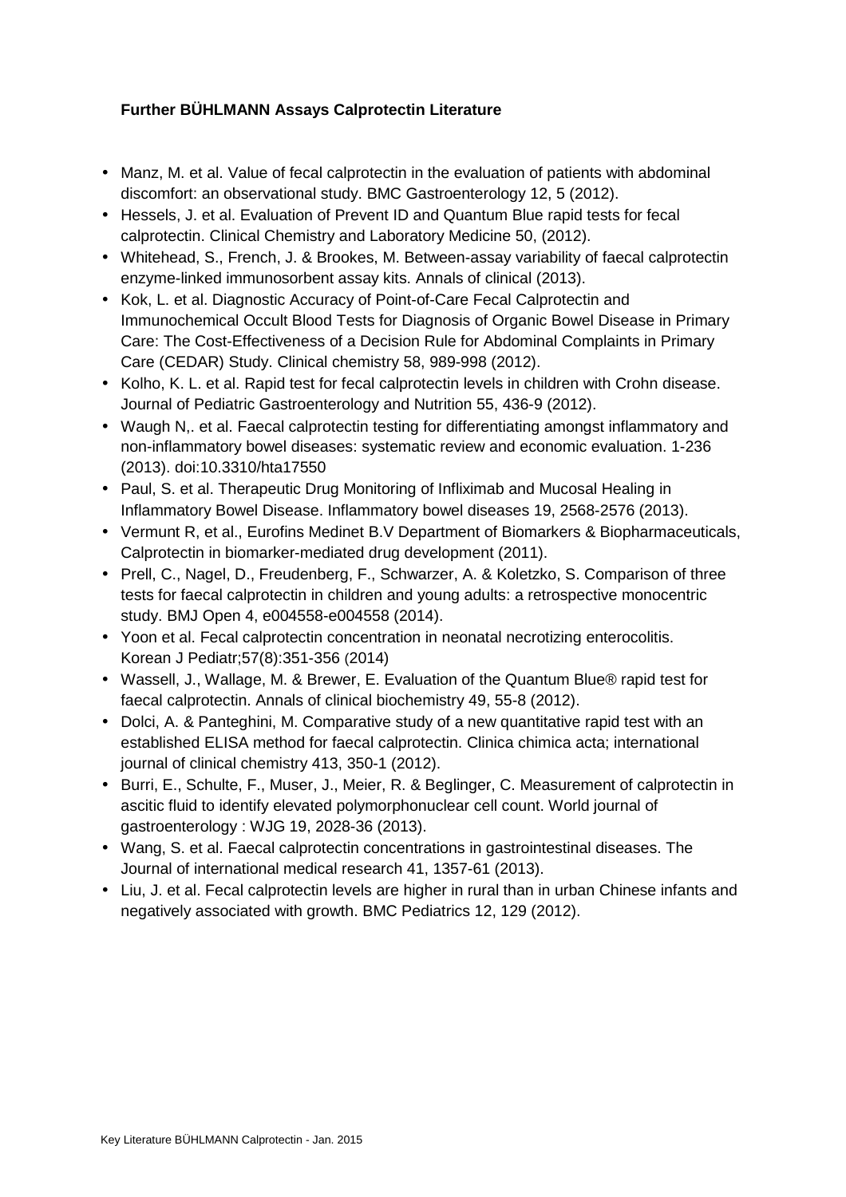**Further BÜHLMANN Assays Calprotectin Literature**

- Manz, M. et al. Value of fecal calprotectin in the evaluation of patients with abdominal discomfort: an observational study. BMC Gastroenterology 12, 5 (2012).
- Hessels, J. et al. Evaluation of Prevent ID and Quantum Blue rapid tests for fecal calprotectin. Clinical Chemistry and Laboratory Medicine 50, (2012).
- Whitehead, S., French, J. & Brookes, M. Between-assay variability of faecal calprotectin enzyme-linked immunosorbent assay kits. Annals of clinical (2013).
- Kok, L. et al. Diagnostic Accuracy of Point-of-Care Fecal Calprotectin and Immunochemical Occult Blood Tests for Diagnosis of Organic Bowel Disease in Primary Care: The Cost-Effectiveness of a Decision Rule for Abdominal Complaints in Primary Care (CEDAR) Study. Clinical chemistry 58, 989-998 (2012).
- Kolho, K. L. et al. Rapid test for fecal calprotectin levels in children with Crohn disease. Journal of Pediatric Gastroenterology and Nutrition 55, 436-9 (2012).
- Waugh N,. et al. Faecal calprotectin testing for differentiating amongst inflammatory and non-inflammatory bowel diseases: systematic review and economic evaluation. 1-236 (2013). doi:10.3310/hta17550
- Paul, S. et al. Therapeutic Drug Monitoring of Infliximab and Mucosal Healing in Inflammatory Bowel Disease. Inflammatory bowel diseases 19, 2568-2576 (2013).
- Vermunt R, et al., Eurofins Medinet B.V Department of Biomarkers & Biopharmaceuticals, Calprotectin in biomarker-mediated drug development (2011).
- Prell, C., Nagel, D., Freudenberg, F., Schwarzer, A. & Koletzko, S. Comparison of three tests for faecal calprotectin in children and young adults: a retrospective monocentric study. BMJ Open 4, e004558-e004558 (2014).
- Yoon et al. Fecal calprotectin concentration in neonatal necrotizing enterocolitis. Korean J Pediatr;57(8):351-356 (2014)
- Wassell, J., Wallage, M. & Brewer, E. Evaluation of the Quantum Blue® rapid test for faecal calprotectin. Annals of clinical biochemistry 49, 55-8 (2012).
- Dolci, A. & Panteghini, M. Comparative study of a new quantitative rapid test with an established ELISA method for faecal calprotectin. Clinica chimica acta; international journal of clinical chemistry 413, 350-1 (2012).
- Burri, E., Schulte, F., Muser, J., Meier, R. & Beglinger, C. Measurement of calprotectin in ascitic fluid to identify elevated polymorphonuclear cell count. World journal of gastroenterology : WJG 19, 2028-36 (2013).
- Wang, S. et al. Faecal calprotectin concentrations in gastrointestinal diseases. The Journal of international medical research 41, 1357-61 (2013).
- Liu, J. et al. Fecal calprotectin levels are higher in rural than in urban Chinese infants and negatively associated with growth. BMC Pediatrics 12, 129 (2012).